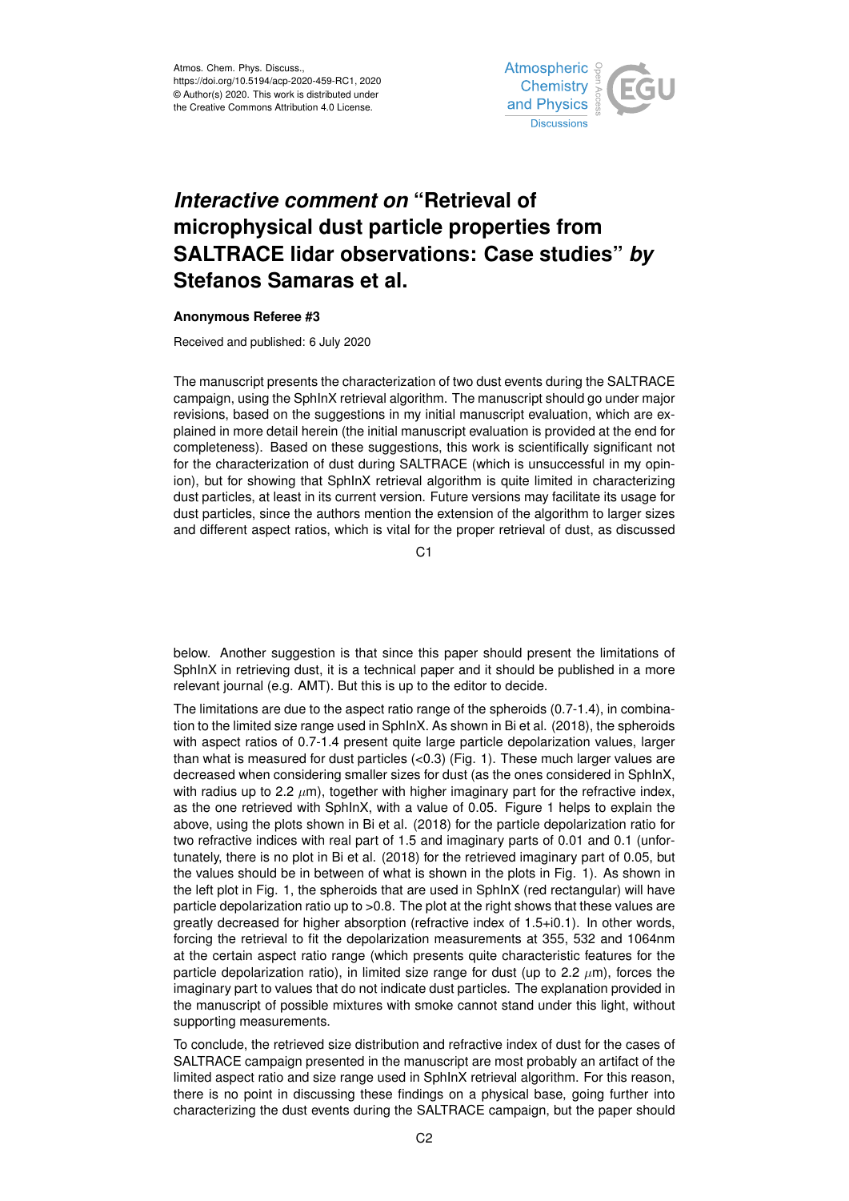Atmos. Chem. Phys. Discuss.,
https://doi.org/10.5194/acp-2020-459-RC1, 2020
© Author(s) 2020. This work is distributed under
the Creative Commons Attribution 4.0 License.

# *Interactive comment on* "Retrieval of microphysical dust particle properties from SALTRACE lidar observations: Case studies" *by* Stefanos Samaras et al.

### Anonymous Referee #3

Received and published: 6 July 2020

The manuscript presents the characterization of two dust events during the SALTRACE campaign, using the SphInX retrieval algorithm. The manuscript should go under major revisions, based on the suggestions in my initial manuscript evaluation, which are explained in more detail herein (the initial manuscript evaluation is provided at the end for completeness). Based on these suggestions, this work is scientifically significant not for the characterization of dust during SALTRACE (which is unsuccessful in my opinion), but for showing that SphInX retrieval algorithm is quite limited in characterizing dust particles, at least in its current version. Future versions may facilitate its usage for dust particles, since the authors mention the extension of the algorithm to larger sizes and different aspect ratios, which is vital for the proper retrieval of dust, as discussed below. Another suggestion is that since this paper should present the limitations of SphInX in retrieving dust, it is a technical paper and it should be published in a more relevant journal (e.g. AMT). But this is up to the editor to decide.

The limitations are due to the aspect ratio range of the spheroids (0.7-1.4), in combination to the limited size range used in SphInX. As shown in Bi et al. (2018), the spheroids with aspect ratios of 0.7-1.4 present quite large particle depolarization values, larger than what is measured for dust particles (<0.3) (Fig. 1). These much larger values are decreased when considering smaller sizes for dust (as the ones considered in SphInX, with radius up to 2.2 $\mu$m), together with higher imaginary part for the refractive index, as the one retrieved with SphInX, with a value of 0.05. Figure 1 helps to explain the above, using the plots shown in Bi et al. (2018) for the particle depolarization ratio for two refractive indices with real part of 1.5 and imaginary parts of 0.01 and 0.1 (unfortunately, there is no plot in Bi et al. (2018) for the retrieved imaginary part of 0.05, but the values should be in between of what is shown in the plots in Fig. 1). As shown in the left plot in Fig. 1, the spheroids that are used in SphInX (red rectangular) will have particle depolarization ratio up to >0.8. The plot at the right shows that these values are greatly decreased for higher absorption (refractive index of 1.5+i0.1). In other words, forcing the retrieval to fit the depolarization measurements at 355, 532 and 1064nm at the certain aspect ratio range (which presents quite characteristic features for the particle depolarization ratio), in limited size range for dust (up to 2.2 $\mu$m), forces the imaginary part to values that do not indicate dust particles. The explanation provided in the manuscript of possible mixtures with smoke cannot stand under this light, without supporting measurements.

To conclude, the retrieved size distribution and refractive index of dust for the cases of SALTRACE campaign presented in the manuscript are most probably an artifact of the limited aspect ratio and size range used in SphInX retrieval algorithm. For this reason, there is no point in discussing these findings on a physical base, going further into characterizing the dust events during the SALTRACE campaign, but the paper should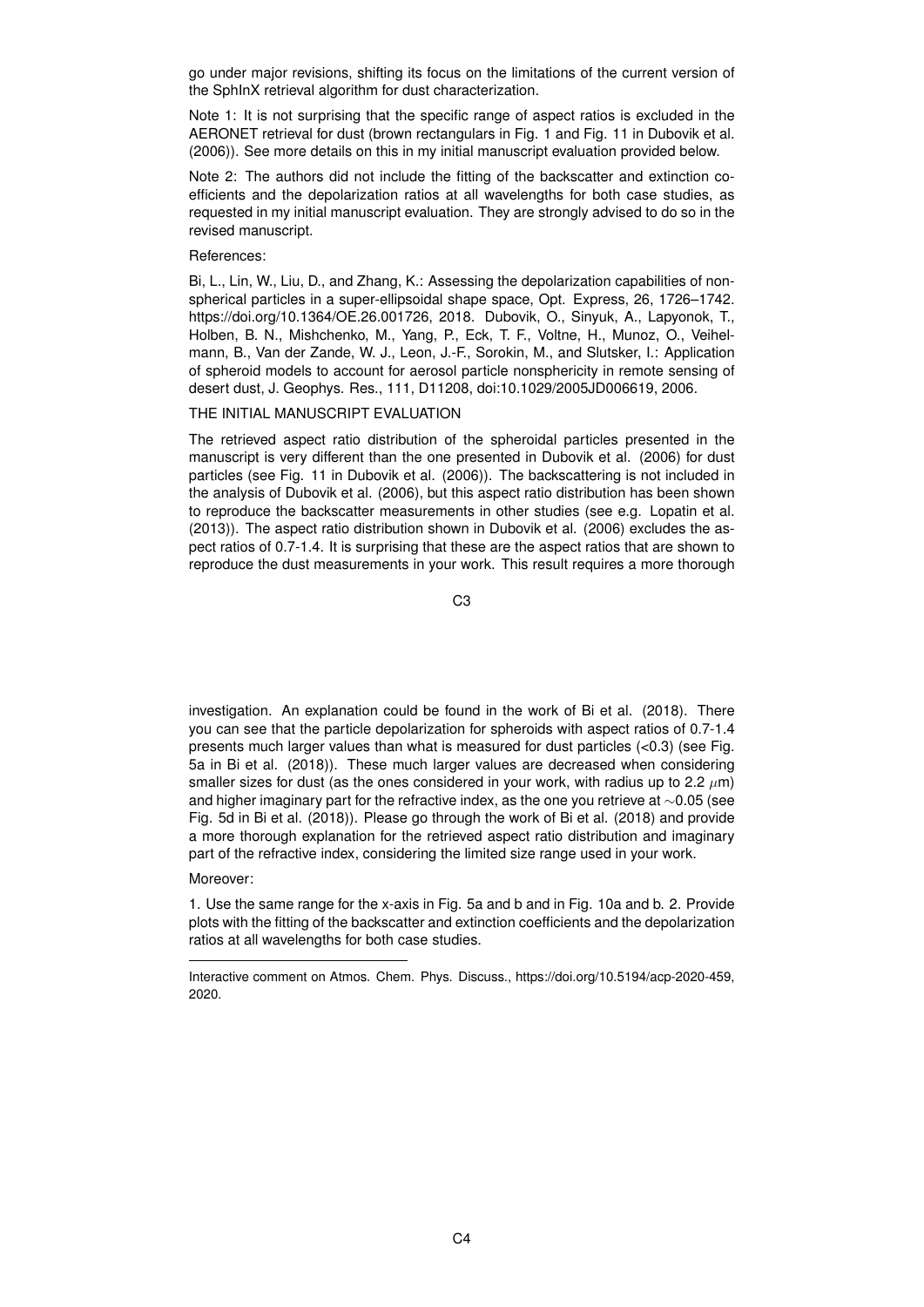go under major revisions, shifting its focus on the limitations of the current version of the SphInX retrieval algorithm for dust characterization.

Note 1: It is not surprising that the specific range of aspect ratios is excluded in the AERONET retrieval for dust (brown rectangulars in Fig. 1 and Fig. 11 in Dubovik et al. (2006)). See more details on this in my initial manuscript evaluation provided below.

Note 2: The authors did not include the fitting of the backscatter and extinction coefficients and the depolarization ratios at all wavelengths for both case studies, as requested in my initial manuscript evaluation. They are strongly advised to do so in the revised manuscript.

References:

Bi, L., Lin, W., Liu, D., and Zhang, K.: Assessing the depolarization capabilities of nonspherical particles in a super-ellipsoidal shape space, Opt. Express, 26, 1726–1742. https://doi.org/10.1364/OE.26.001726, 2018. Dubovik, O., Sinyuk, A., Lapyonok, T., Holben, B. N., Mishchenko, M., Yang, P., Eck, T. F., Voltne, H., Munoz, O., Veihelmann, B., Van der Zande, W. J., Leon, J.-F., Sorokin, M., and Slutsker, I.: Application of spheroid models to account for aerosol particle nonsphericity in remote sensing of desert dust, J. Geophys. Res., 111, D11208, doi:10.1029/2005JD006619, 2006.

THE INITIAL MANUSCRIPT EVALUATION

The retrieved aspect ratio distribution of the spheroidal particles presented in the manuscript is very different than the one presented in Dubovik et al. (2006) for dust particles (see Fig. 11 in Dubovik et al. (2006)). The backscattering is not included in the analysis of Dubovik et al. (2006), but this aspect ratio distribution has been shown to reproduce the backscatter measurements in other studies (see e.g. Lopatin et al. (2013)). The aspect ratio distribution shown in Dubovik et al. (2006) excludes the aspect ratios of 0.7-1.4. It is surprising that these are the aspect ratios that are shown to reproduce the dust measurements in your work. This result requires a more thorough investigation. An explanation could be found in the work of Bi et al. (2018). There you can see that the particle depolarization for spheroids with aspect ratios of 0.7-1.4 presents much larger values than what is measured for dust particles (<0.3) (see Fig. 5a in Bi et al. (2018)). These much larger values are decreased when considering smaller sizes for dust (as the ones considered in your work, with radius up to 2.2 $\mu$m) and higher imaginary part for the refractive index, as the one you retrieve at $\sim$0.05 (see Fig. 5d in Bi et al. (2018)). Please go through the work of Bi et al. (2018) and provide a more thorough explanation for the retrieved aspect ratio distribution and imaginary part of the refractive index, considering the limited size range used in your work.

Moreover:

1. Use the same range for the x-axis in Fig. 5a and b and in Fig. 10a and b. 2. Provide plots with the fitting of the backscatter and extinction coefficients and the depolarization ratios at all wavelengths for both case studies.

---

Interactive comment on Atmos. Chem. Phys. Discuss., https://doi.org/10.5194/acp-2020-459, 2020.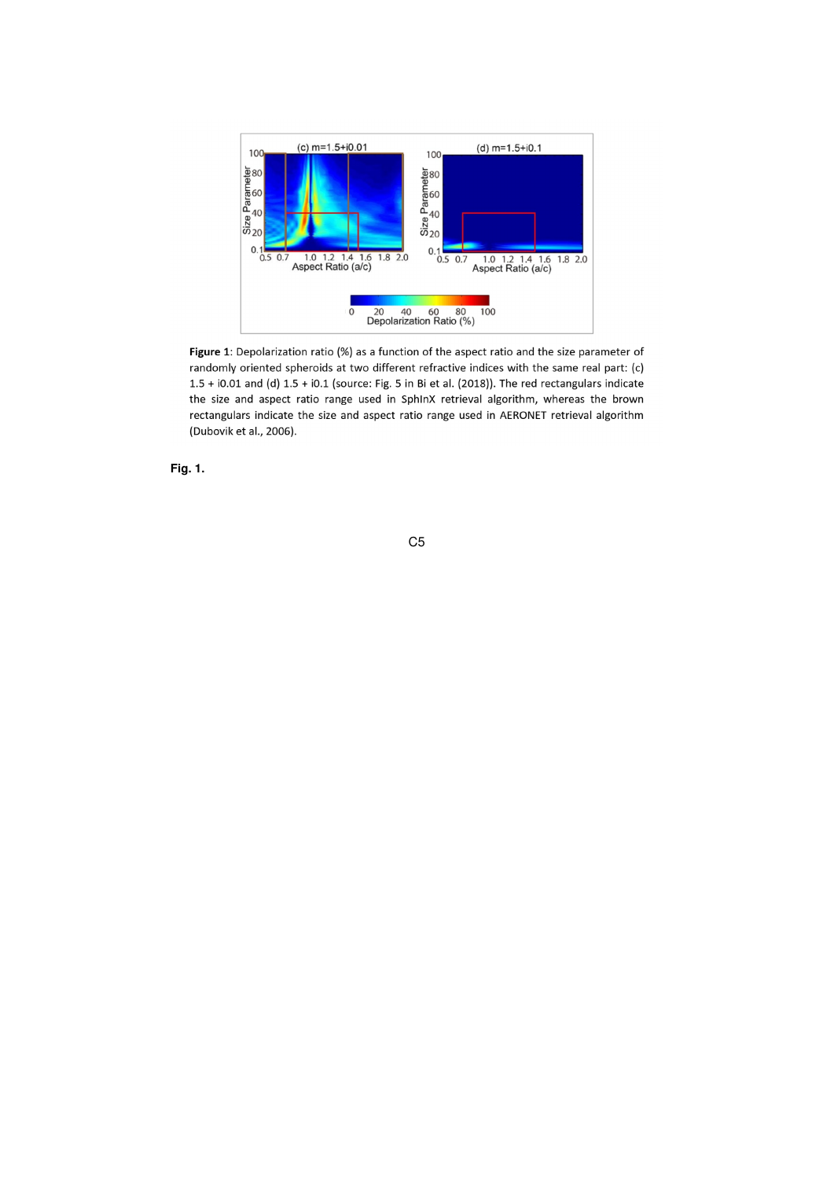(c) m=1.5+i0.01

(d) m=1.5+i0.1

Size Parameter

100
80
60
40
20
0.1

0.5 0.7 1.0 1.2 1.4 1.6 1.8 2.0
Aspect Ratio (a/c)

0 20 40 60 80 100
Depolarization Ratio (%)

**Figure 1**: Depolarization ratio (%) as a function of the aspect ratio and the size parameter of randomly oriented spheroids at two different refractive indices with the same real part: (c) 1.5 + i0.01 and (d) 1.5 + i0.1 (source: Fig. 5 in Bi et al. (2018)). The red rectangulars indicate the size and aspect ratio range used in SphInX retrieval algorithm, whereas the brown rectangulars indicate the size and aspect ratio range used in AERONET retrieval algorithm (Dubovik et al., 2006).

**Fig. 1.**